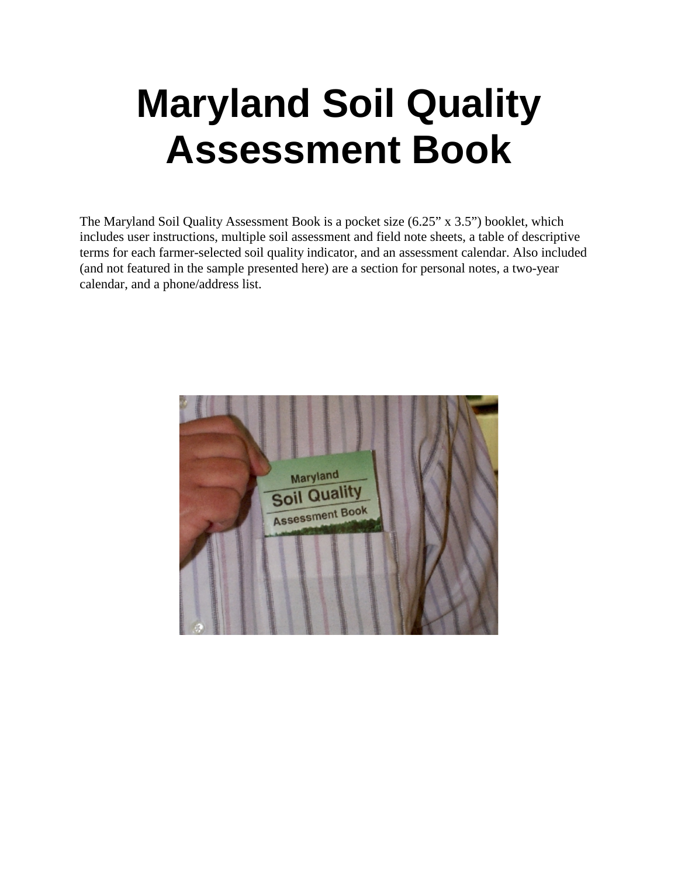# Maryland Soil Quality Assessment Book

The Maryland Soil Quality Assessment Book is a pocket size (6.25" x 3.5") booklet, which includes user instructions, multiple soil assessment and field note sheets, a table of descriptive terms for each farmer-selected soil quality indicator, and an assessment calendar. Also included (and not featured in the sample presented here) are a section for personal notes, a two-year calendar, and a phone/address list.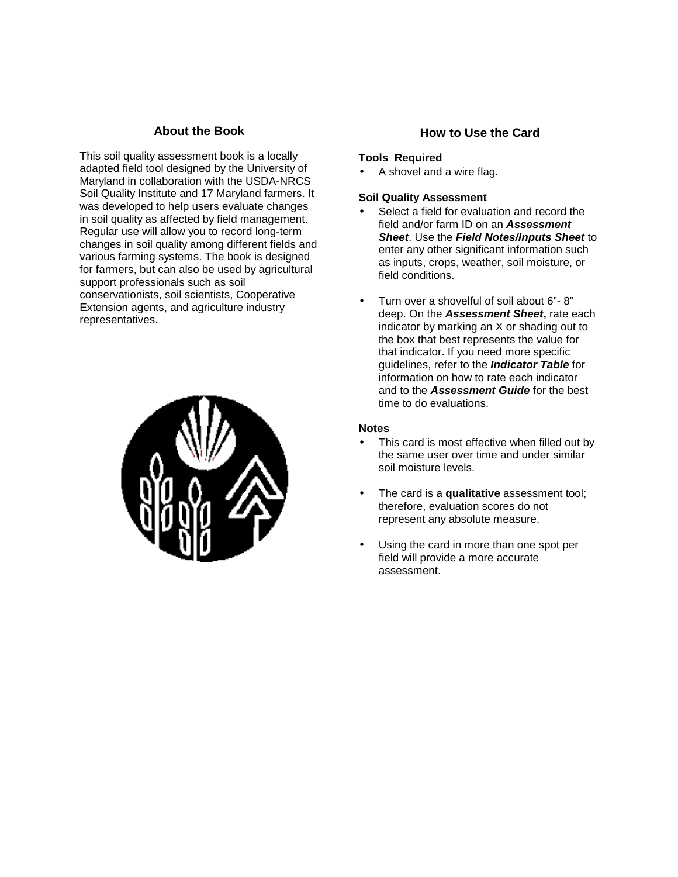## About the Book

This soil quality assessment book is a locally adapted field tool designed by the University of Maryland in collaboration with the USDA-NRCS Soil Quality Institute and 17 Maryland farmers. It was developed to help users evaluate changes in soil quality as affected by field management. Regular use will allow you to record long-term changes in soil quality among different fields and various farming systems. The book is designed for farmers, but can also be used by agricultural support professionals such as soil conservationists, soil scientists, Cooperative Extension agents, and agriculture industry representatives.

## How to Use the Card

**Tools Required**

- A shovel and a wire flag.

**Soil Quality Assessment**

- Select a field for evaluation and record the field and/or farm ID on an ***Assessment Sheet***. Use the ***Field Notes/Inputs Sheet*** to enter any other significant information such as inputs, crops, weather, soil moisture, or field conditions.
- Turn over a shovelful of soil about 6"- 8" deep. On the ***Assessment Sheet*****,** rate each indicator by marking an X or shading out to the box that best represents the value for that indicator. If you need more specific guidelines, refer to the ***Indicator Table*** for information on how to rate each indicator and to the ***Assessment Guide*** for the best time to do evaluations.

**Notes**

- This card is most effective when filled out by the same user over time and under similar soil moisture levels.
- The card is a **qualitative** assessment tool; therefore, evaluation scores do not represent any absolute measure.
- Using the card in more than one spot per field will provide a more accurate assessment.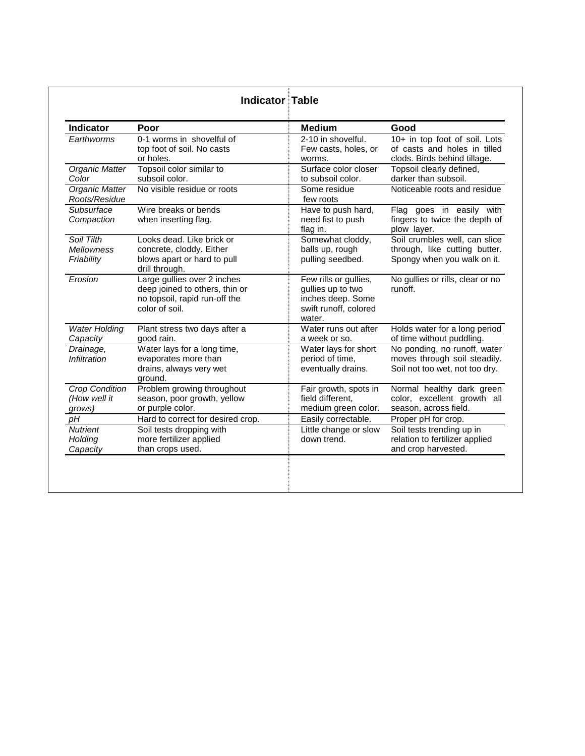## Indicator Table

| Indicator | Poor | Medium | Good |
|---|---|---|---|
| *Earthworms* | 0-1 worms in shovelful of top foot of soil. No casts or holes. | 2-10 in shovelful. Few casts, holes, or worms. | 10+ in top foot of soil. Lots of casts and holes in tilled clods. Birds behind tillage. |
| *Organic Matter Color* | Topsoil color similar to subsoil color. | Surface color closer to subsoil color. | Topsoil clearly defined, darker than subsoil. |
| *Organic Matter Roots/Residue* | No visible residue or roots | Some residue few roots | Noticeable roots and residue |
| *Subsurface Compaction* | Wire breaks or bends when inserting flag. | Have to push hard, need fist to push flag in. | Flag goes in easily with fingers to twice the depth of plow layer. |
| *Soil Tilth Mellowness Friability* | Looks dead. Like brick or concrete, cloddy. Either blows apart or hard to pull drill through. | Somewhat cloddy, balls up, rough pulling seedbed. | Soil crumbles well, can slice through, like cutting butter. Spongy when you walk on it. |
| *Erosion* | Large gullies over 2 inches deep joined to others, thin or no topsoil, rapid run-off the color of soil. | Few rills or gullies, gullies up to two inches deep. Some swift runoff, colored water. | No gullies or rills, clear or no runoff. |
| *Water Holding Capacity* | Plant stress two days after a good rain. | Water runs out after a week or so. | Holds water for a long period of time without puddling. |
| *Drainage, Infiltration* | Water lays for a long time, evaporates more than drains, always very wet ground. | Water lays for short period of time, eventually drains. | No ponding, no runoff, water moves through soil steadily. Soil not too wet, not too dry. |
| *Crop Condition (How well it grows)* | Problem growing throughout season, poor growth, yellow or purple color. | Fair growth, spots in field different, medium green color. | Normal healthy dark green color, excellent growth all season, across field. |
| *pH* | Hard to correct for desired crop. | Easily correctable. | Proper pH for crop. |
| *Nutrient Holding Capacity* | Soil tests dropping with more fertilizer applied than crops used. | Little change or slow down trend. | Soil tests trending up in relation to fertilizer applied and crop harvested. |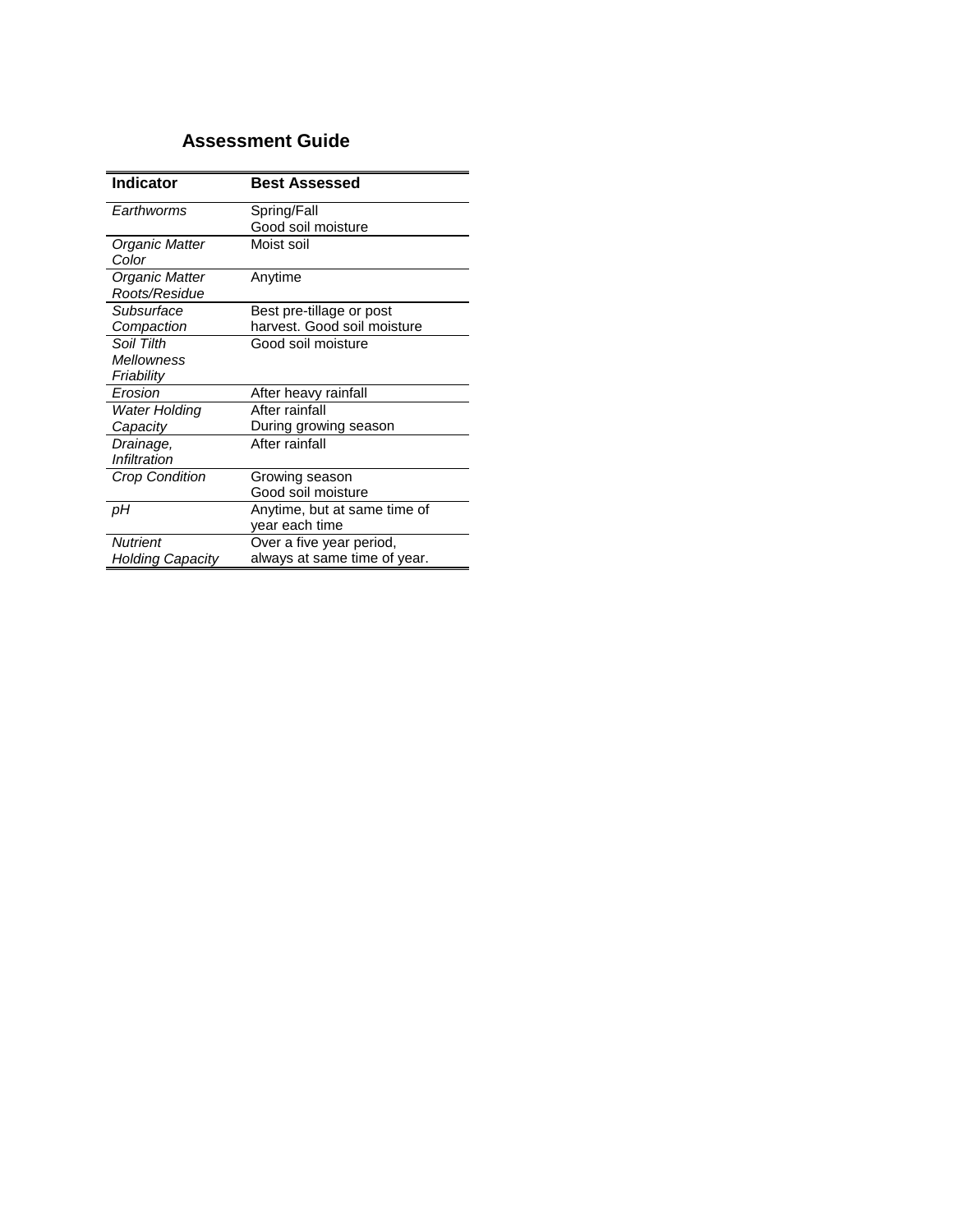## Assessment Guide

| Indicator | Best Assessed |
| --- | --- |
| *Earthworms* | Spring/Fall<br>Good soil moisture |
| *Organic Matter Color* | Moist soil |
| *Organic Matter Roots/Residue* | Anytime |
| *Subsurface Compaction* | Best pre-tillage or post harvest. Good soil moisture |
| *Soil Tilth Mellowness Friability* | Good soil moisture |
| *Erosion* | After heavy rainfall |
| *Water Holding Capacity* | After rainfall<br>During growing season |
| *Drainage, Infiltration* | After rainfall |
| *Crop Condition* | Growing season<br>Good soil moisture |
| *pH* | Anytime, but at same time of year each time |
| *Nutrient Holding Capacity* | Over a five year period, always at same time of year. |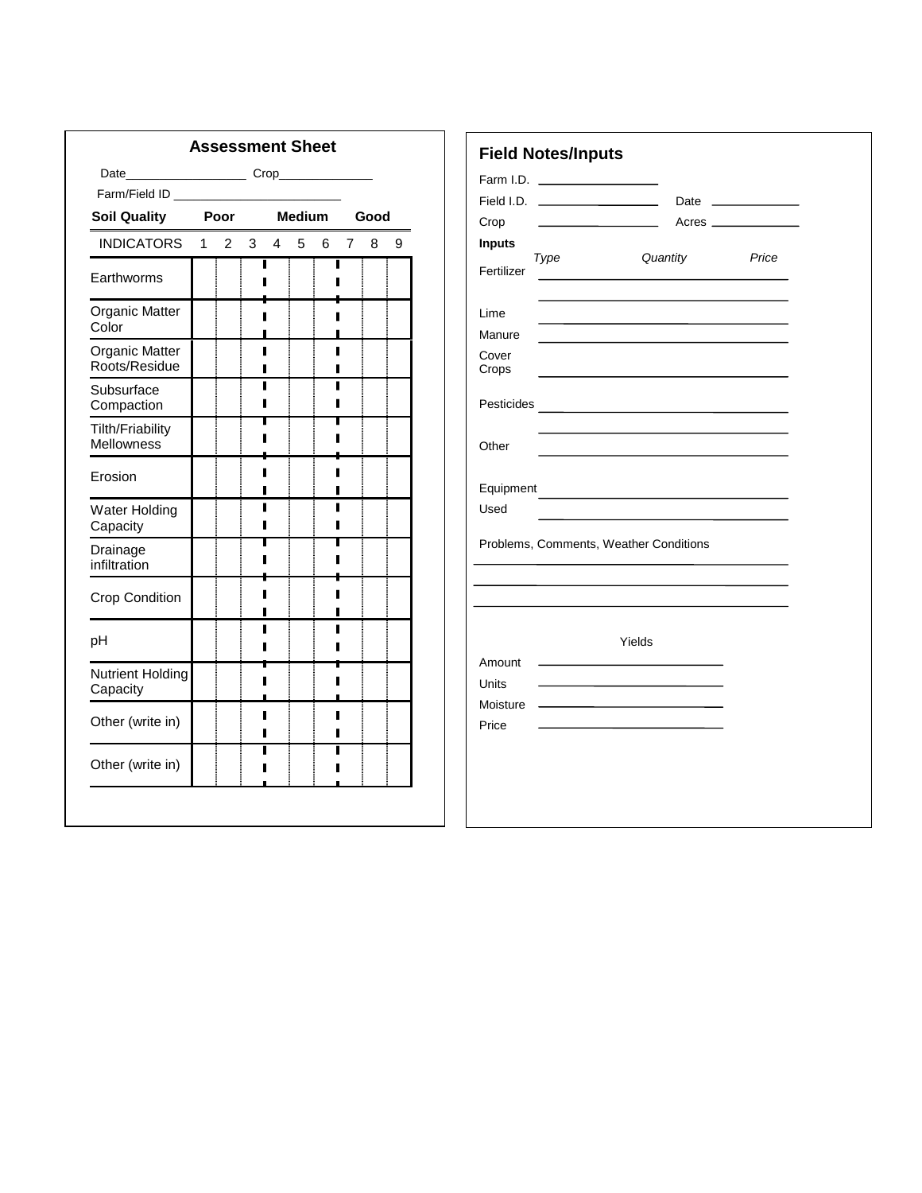## Assessment Sheet

Date__________________ Crop______________

Farm/Field ID __________________________

| Soil Quality | Poor | | | Medium | | | Good | | |
|---|---|---|---|---|---|---|---|---|---|
| INDICATORS | 1 | 2 | 3 | 4 | 5 | 6 | 7 | 8 | 9 |
| Earthworms | | | | | | | | | |
| Organic Matter Color | | | | | | | | | |
| Organic Matter Roots/Residue | | | | | | | | | |
| Subsurface Compaction | | | | | | | | | |
| Tilth/Friability Mellowness | | | | | | | | | |
| Erosion | | | | | | | | | |
| Water Holding Capacity | | | | | | | | | |
| Drainage infiltration | | | | | | | | | |
| Crop Condition | | | | | | | | | |
| pH | | | | | | | | | |
| Nutrient Holding Capacity | | | | | | | | | |
| Other (write in) | | | | | | | | | |
| Other (write in) | | | | | | | | | |

## Field Notes/Inputs

Farm I.D. ________________

Field I.D. ________________ Date ____________

Crop ________________ Acres ____________

**Inputs**

| | *Type* | *Quantity* | *Price* |
|---|---|---|---|
| Fertilizer | | | |
| | | | |
| Lime | | | |
| Manure | | | |
| Cover Crops | | | |
| Pesticides | | | |
| | | | |
| Other | | | |
| Equipment Used | | | |
| | | | |

Problems, Comments, Weather Conditions

______________________________________

______________________________________

______________________________________

Yields

Amount ______________________

Units ______________________

Moisture ______________________

Price ______________________